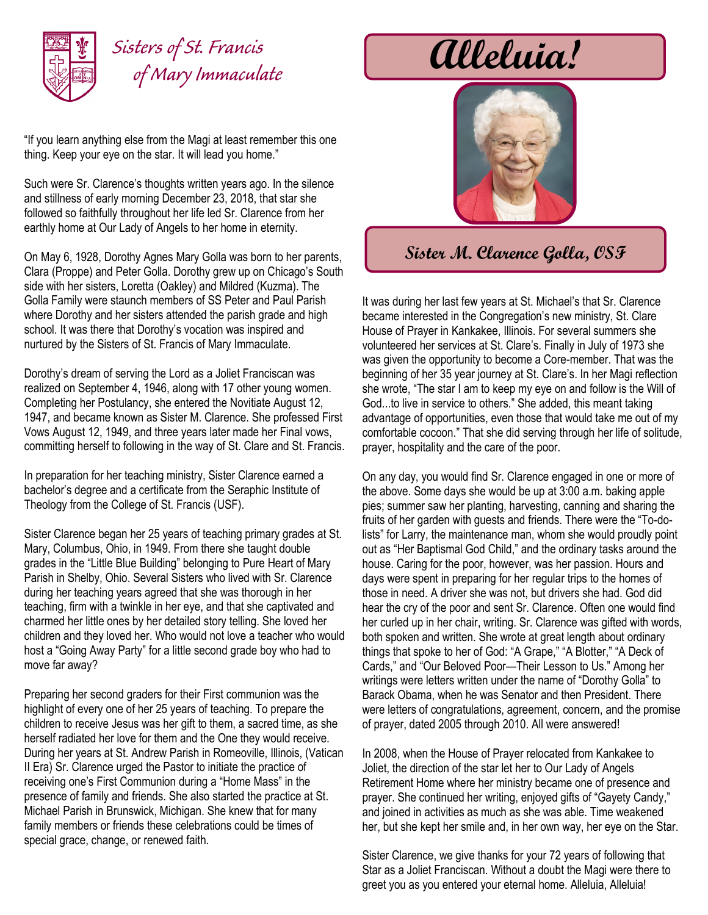Sisters of St. Francis of Mary Immaculate

# Alleluia!

## Sister M. Clarence Golla, OSF

"If you learn anything else from the Magi at least remember this one thing. Keep your eye on the star. It will lead you home."

Such were Sr. Clarence's thoughts written years ago. In the silence and stillness of early morning December 23, 2018, that star she followed so faithfully throughout her life led Sr. Clarence from her earthly home at Our Lady of Angels to her home in eternity.

On May 6, 1928, Dorothy Agnes Mary Golla was born to her parents, Clara (Proppe) and Peter Golla. Dorothy grew up on Chicago's South side with her sisters, Loretta (Oakley) and Mildred (Kuzma). The Golla Family were staunch members of SS Peter and Paul Parish where Dorothy and her sisters attended the parish grade and high school. It was there that Dorothy's vocation was inspired and nurtured by the Sisters of St. Francis of Mary Immaculate.

Dorothy's dream of serving the Lord as a Joliet Franciscan was realized on September 4, 1946, along with 17 other young women. Completing her Postulancy, she entered the Novitiate August 12, 1947, and became known as Sister M. Clarence. She professed First Vows August 12, 1949, and three years later made her Final vows, committing herself to following in the way of St. Clare and St. Francis.

In preparation for her teaching ministry, Sister Clarence earned a bachelor's degree and a certificate from the Seraphic Institute of Theology from the College of St. Francis (USF).

Sister Clarence began her 25 years of teaching primary grades at St. Mary, Columbus, Ohio, in 1949. From there she taught double grades in the "Little Blue Building" belonging to Pure Heart of Mary Parish in Shelby, Ohio. Several Sisters who lived with Sr. Clarence during her teaching years agreed that she was thorough in her teaching, firm with a twinkle in her eye, and that she captivated and charmed her little ones by her detailed story telling. She loved her children and they loved her. Who would not love a teacher who would host a "Going Away Party" for a little second grade boy who had to move far away?

Preparing her second graders for their First communion was the highlight of every one of her 25 years of teaching. To prepare the children to receive Jesus was her gift to them, a sacred time, as she herself radiated her love for them and the One they would receive. During her years at St. Andrew Parish in Romeoville, Illinois, (Vatican II Era) Sr. Clarence urged the Pastor to initiate the practice of receiving one's First Communion during a "Home Mass" in the presence of family and friends. She also started the practice at St. Michael Parish in Brunswick, Michigan. She knew that for many family members or friends these celebrations could be times of special grace, change, or renewed faith.

It was during her last few years at St. Michael's that Sr. Clarence became interested in the Congregation's new ministry, St. Clare House of Prayer in Kankakee, Illinois. For several summers she volunteered her services at St. Clare's. Finally in July of 1973 she was given the opportunity to become a Core-member. That was the beginning of her 35 year journey at St. Clare's. In her Magi reflection she wrote, "The star I am to keep my eye on and follow is the Will of God...to live in service to others." She added, this meant taking advantage of opportunities, even those that would take me out of my comfortable cocoon." That she did serving through her life of solitude, prayer, hospitality and the care of the poor.

On any day, you would find Sr. Clarence engaged in one or more of the above. Some days she would be up at 3:00 a.m. baking apple pies; summer saw her planting, harvesting, canning and sharing the fruits of her garden with guests and friends. There were the "To-do-lists" for Larry, the maintenance man, whom she would proudly point out as "Her Baptismal God Child," and the ordinary tasks around the house. Caring for the poor, however, was her passion. Hours and days were spent in preparing for her regular trips to the homes of those in need. A driver she was not, but drivers she had. God did hear the cry of the poor and sent Sr. Clarence. Often one would find her curled up in her chair, writing. Sr. Clarence was gifted with words, both spoken and written. She wrote at great length about ordinary things that spoke to her of God: "A Grape," "A Blotter," "A Deck of Cards," and "Our Beloved Poor—Their Lesson to Us." Among her writings were letters written under the name of "Dorothy Golla" to Barack Obama, when he was Senator and then President. There were letters of congratulations, agreement, concern, and the promise of prayer, dated 2005 through 2010. All were answered!

In 2008, when the House of Prayer relocated from Kankakee to Joliet, the direction of the star let her to Our Lady of Angels Retirement Home where her ministry became one of presence and prayer. She continued her writing, enjoyed gifts of "Gayety Candy," and joined in activities as much as she was able. Time weakened her, but she kept her smile and, in her own way, her eye on the Star.

Sister Clarence, we give thanks for your 72 years of following that Star as a Joliet Franciscan. Without a doubt the Magi were there to greet you as you entered your eternal home. Alleluia, Alleluia!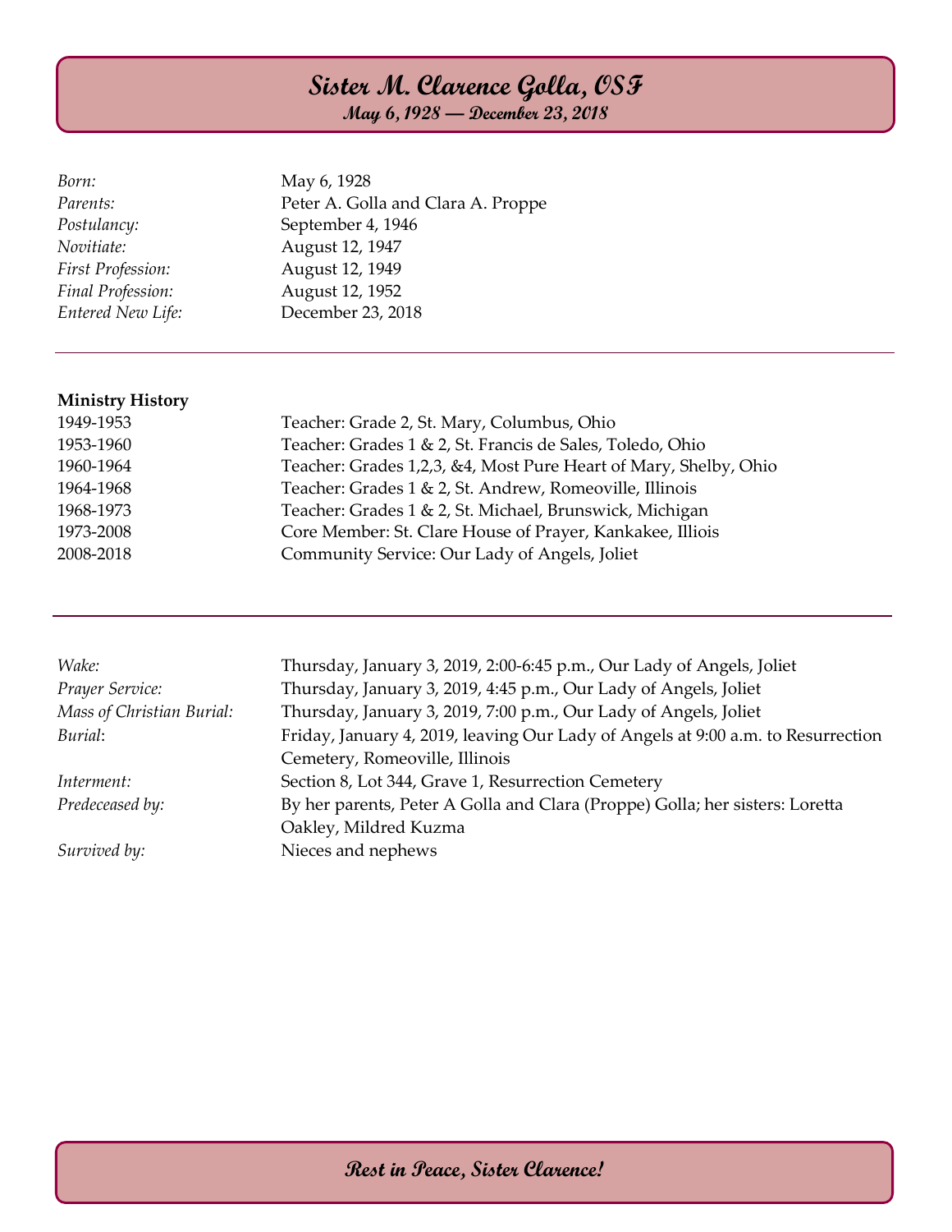# Sister M. Clarence Golla, OSF

**May 6, 1928 — December 23, 2018**

| | |
|---|---|
| *Born:* | May 6, 1928 |
| *Parents:* | Peter A. Golla and Clara A. Proppe |
| *Postulancy:* | September 4, 1946 |
| *Novitiate:* | August 12, 1947 |
| *First Profession:* | August 12, 1949 |
| *Final Profession:* | August 12, 1952 |
| *Entered New Life:* | December 23, 2018 |

---

**Ministry History**

| | |
|---|---|
| 1949-1953 | Teacher: Grade 2, St. Mary, Columbus, Ohio |
| 1953-1960 | Teacher: Grades 1 & 2, St. Francis de Sales, Toledo, Ohio |
| 1960-1964 | Teacher: Grades 1,2,3, &4, Most Pure Heart of Mary, Shelby, Ohio |
| 1964-1968 | Teacher: Grades 1 & 2, St. Andrew, Romeoville, Illinois |
| 1968-1973 | Teacher: Grades 1 & 2, St. Michael, Brunswick, Michigan |
| 1973-2008 | Core Member: St. Clare House of Prayer, Kankakee, Illiois |
| 2008-2018 | Community Service: Our Lady of Angels, Joliet |

---

| | |
|---|---|
| *Wake:* | Thursday, January 3, 2019, 2:00-6:45 p.m., Our Lady of Angels, Joliet |
| *Prayer Service:* | Thursday, January 3, 2019, 4:45 p.m., Our Lady of Angels, Joliet |
| *Mass of Christian Burial:* | Thursday, January 3, 2019, 7:00 p.m., Our Lady of Angels, Joliet |
| *Burial*: | Friday, January 4, 2019, leaving Our Lady of Angels at 9:00 a.m. to Resurrection Cemetery, Romeoville, Illinois |
| *Interment:* | Section 8, Lot 344, Grave 1, Resurrection Cemetery |
| *Predeceased by:* | By her parents, Peter A Golla and Clara (Proppe) Golla; her sisters: Loretta Oakley, Mildred Kuzma |
| *Survived by:* | Nieces and nephews |

**Rest in Peace, Sister Clarence!**